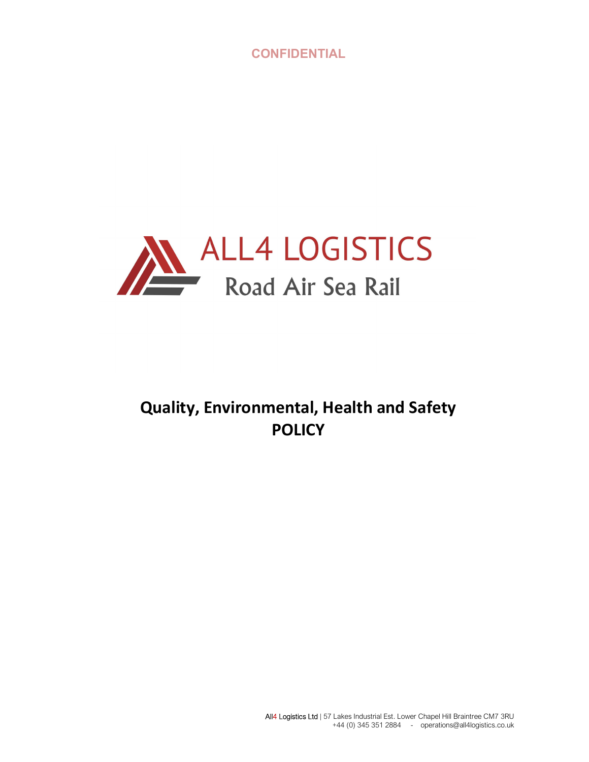CONFIDENTIAL

ALL4 LOGISTICS

Road Air Sea Rail

# Quality, Environmental, Health and Safety POLICY

All4 Logistics Ltd | 57 Lakes Industrial Est. Lower Chapel Hill Braintree CM7 3RU
+44 (0) 345 351 2884 - operations@all4logistics.co.uk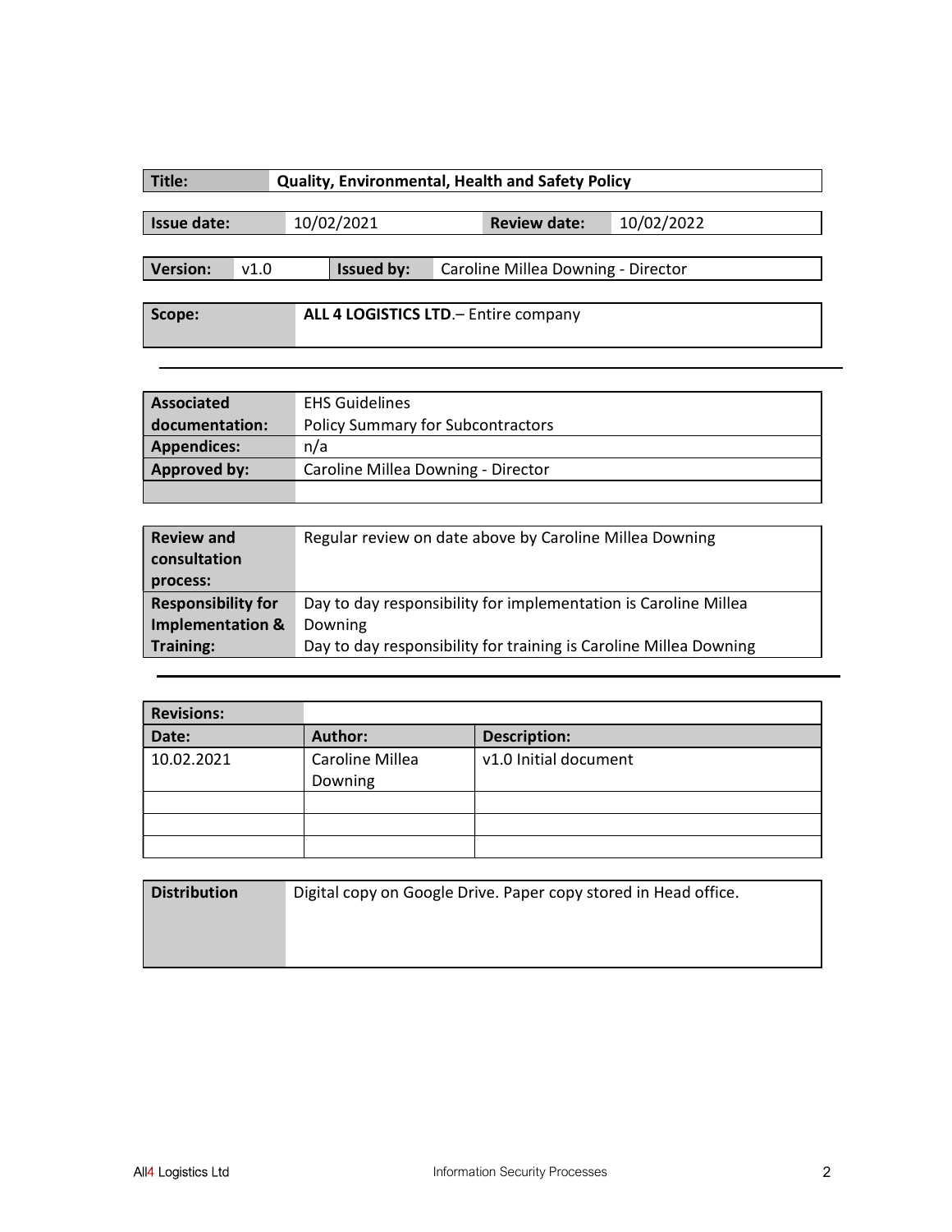| Title: | Quality, Environmental, Health and Safety Policy |
|---|---|

| Issue date: | 10/02/2021 | Review date: | 10/02/2022 |
|---|---|---|---|

| Version: | v1.0 | Issued by: | Caroline Millea Downing - Director |
|---|---|---|---|

| Scope: | **ALL 4 LOGISTICS LTD**.– Entire company |
|---|---|

---

| Associated documentation: | EHS Guidelines<br>Policy Summary for Subcontractors |
|---|---|
| Appendices: | n/a |
| Approved by: | Caroline Millea Downing - Director |
| | |

| Review and consultation process: | Regular review on date above by Caroline Millea Downing |
|---|---|
| Responsibility for Implementation & Training: | Day to day responsibility for implementation is Caroline Millea Downing<br>Day to day responsibility for training is Caroline Millea Downing |

---

| Revisions: | | |
|---|---|---|
| Date: | Author: | Description: |
| 10.02.2021 | Caroline Millea Downing | v1.0 Initial document |
| | | |
| | | |
| | | |

| Distribution | Digital copy on Google Drive. Paper copy stored in Head office. |
|---|---|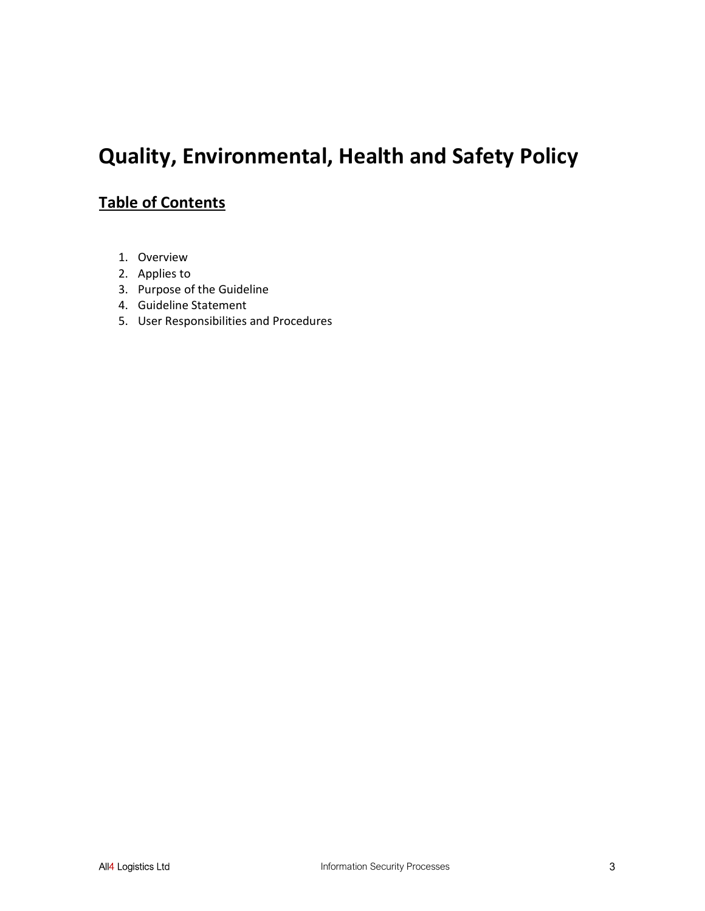# Quality, Environmental, Health and Safety Policy

## Table of Contents

1. Overview
2. Applies to
3. Purpose of the Guideline
4. Guideline Statement
5. User Responsibilities and Procedures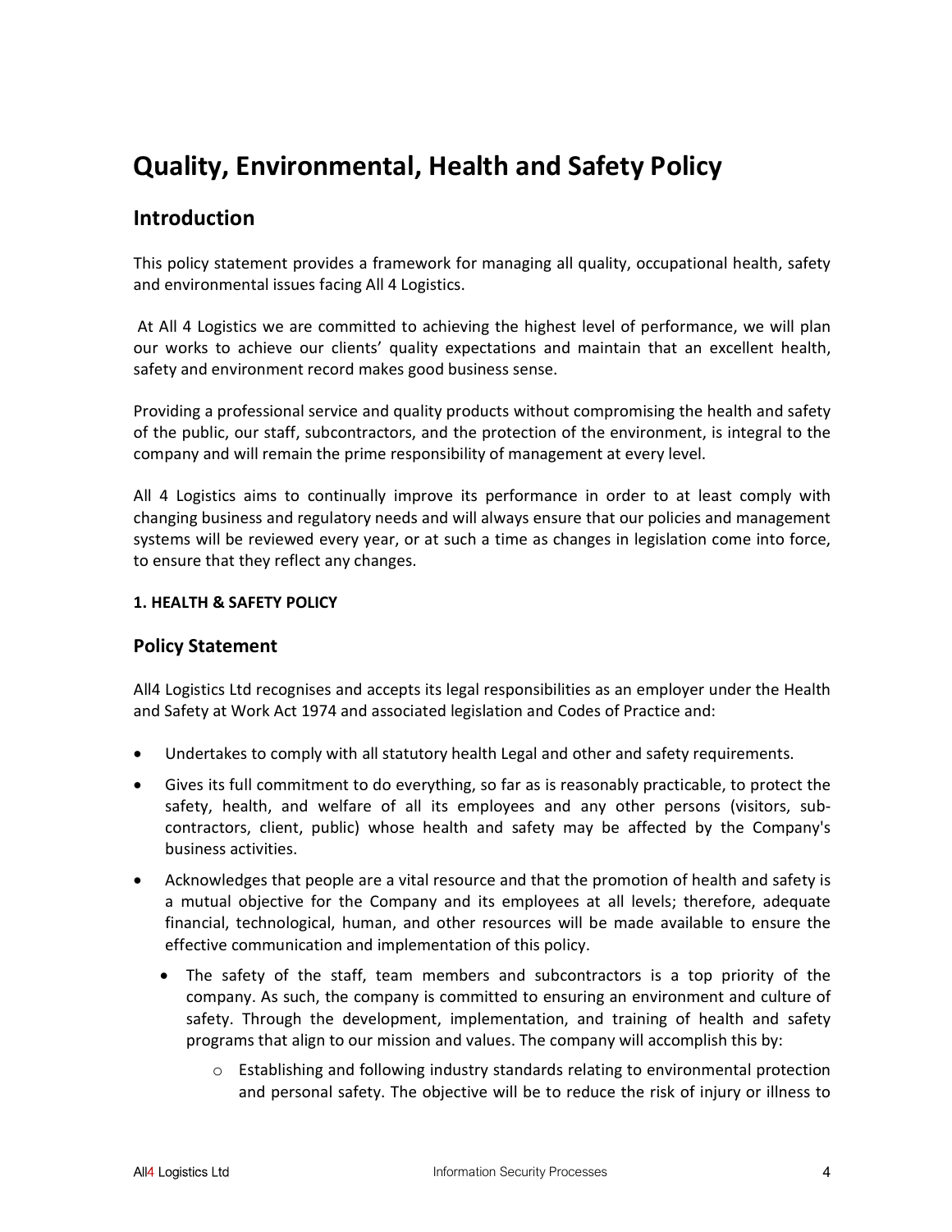# Quality, Environmental, Health and Safety Policy

## Introduction

This policy statement provides a framework for managing all quality, occupational health, safety and environmental issues facing All 4 Logistics.

At All 4 Logistics we are committed to achieving the highest level of performance, we will plan our works to achieve our clients' quality expectations and maintain that an excellent health, safety and environment record makes good business sense.

Providing a professional service and quality products without compromising the health and safety of the public, our staff, subcontractors, and the protection of the environment, is integral to the company and will remain the prime responsibility of management at every level.

All 4 Logistics aims to continually improve its performance in order to at least comply with changing business and regulatory needs and will always ensure that our policies and management systems will be reviewed every year, or at such a time as changes in legislation come into force, to ensure that they reflect any changes.

**1. HEALTH & SAFETY POLICY**

## Policy Statement

All4 Logistics Ltd recognises and accepts its legal responsibilities as an employer under the Health and Safety at Work Act 1974 and associated legislation and Codes of Practice and:

- Undertakes to comply with all statutory health Legal and other and safety requirements.
- Gives its full commitment to do everything, so far as is reasonably practicable, to protect the safety, health, and welfare of all its employees and any other persons (visitors, sub-contractors, client, public) whose health and safety may be affected by the Company's business activities.
- Acknowledges that people are a vital resource and that the promotion of health and safety is a mutual objective for the Company and its employees at all levels; therefore, adequate financial, technological, human, and other resources will be made available to ensure the effective communication and implementation of this policy.
  - The safety of the staff, team members and subcontractors is a top priority of the company. As such, the company is committed to ensuring an environment and culture of safety. Through the development, implementation, and training of health and safety programs that align to our mission and values. The company will accomplish this by:
    - Establishing and following industry standards relating to environmental protection and personal safety. The objective will be to reduce the risk of injury or illness to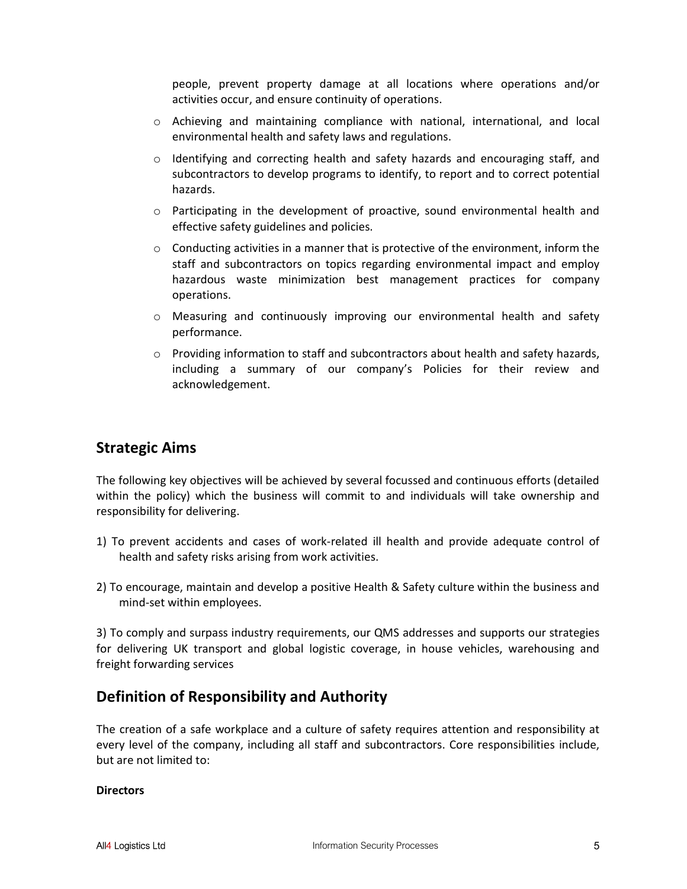people, prevent property damage at all locations where operations and/or activities occur, and ensure continuity of operations.

- Achieving and maintaining compliance with national, international, and local environmental health and safety laws and regulations.
- Identifying and correcting health and safety hazards and encouraging staff, and subcontractors to develop programs to identify, to report and to correct potential hazards.
- Participating in the development of proactive, sound environmental health and effective safety guidelines and policies.
- Conducting activities in a manner that is protective of the environment, inform the staff and subcontractors on topics regarding environmental impact and employ hazardous waste minimization best management practices for company operations.
- Measuring and continuously improving our environmental health and safety performance.
- Providing information to staff and subcontractors about health and safety hazards, including a summary of our company's Policies for their review and acknowledgement.

## Strategic Aims

The following key objectives will be achieved by several focussed and continuous efforts (detailed within the policy) which the business will commit to and individuals will take ownership and responsibility for delivering.

1) To prevent accidents and cases of work-related ill health and provide adequate control of health and safety risks arising from work activities.

2) To encourage, maintain and develop a positive Health & Safety culture within the business and mind-set within employees.

3) To comply and surpass industry requirements, our QMS addresses and supports our strategies for delivering UK transport and global logistic coverage, in house vehicles, warehousing and freight forwarding services

## Definition of Responsibility and Authority

The creation of a safe workplace and a culture of safety requires attention and responsibility at every level of the company, including all staff and subcontractors. Core responsibilities include, but are not limited to:

**Directors**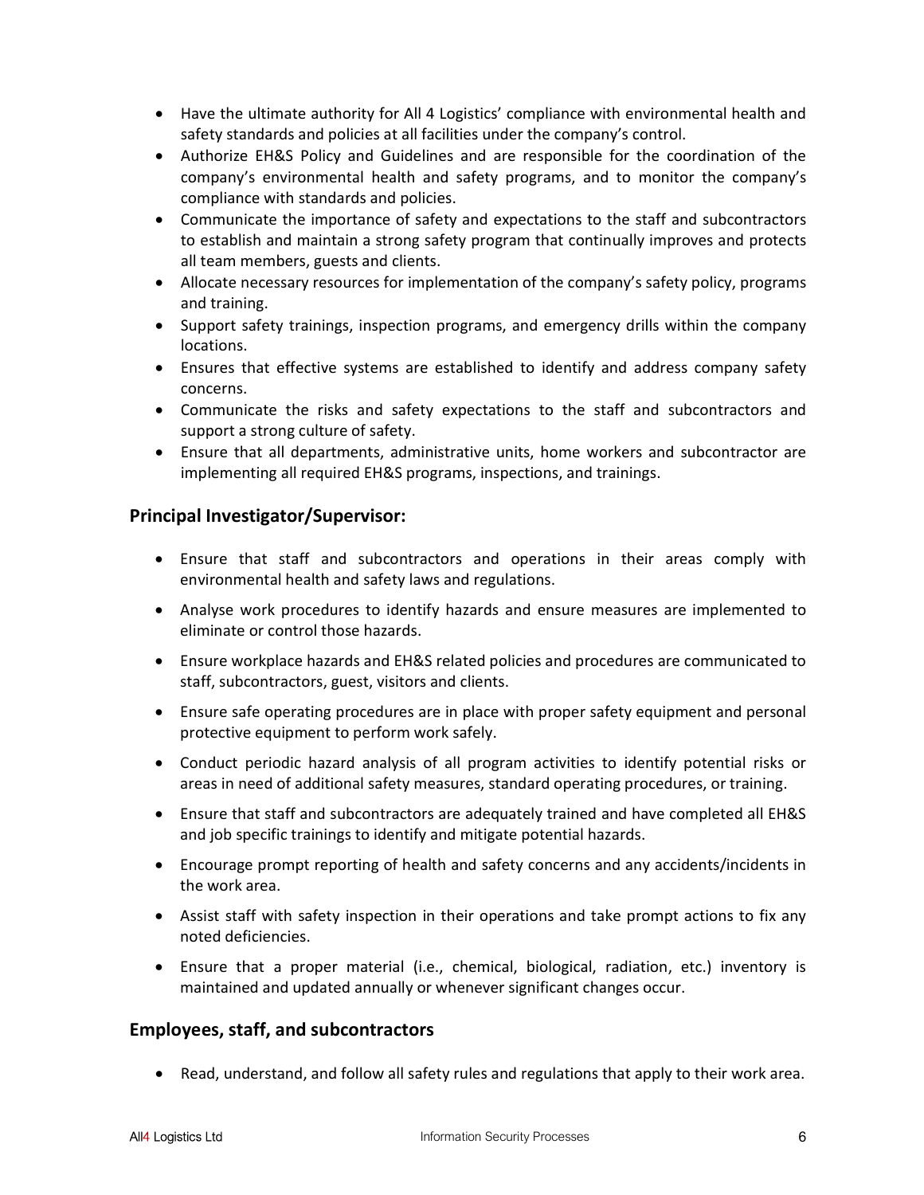- Have the ultimate authority for All 4 Logistics' compliance with environmental health and safety standards and policies at all facilities under the company's control.
- Authorize EH&S Policy and Guidelines and are responsible for the coordination of the company's environmental health and safety programs, and to monitor the company's compliance with standards and policies.
- Communicate the importance of safety and expectations to the staff and subcontractors to establish and maintain a strong safety program that continually improves and protects all team members, guests and clients.
- Allocate necessary resources for implementation of the company's safety policy, programs and training.
- Support safety trainings, inspection programs, and emergency drills within the company locations.
- Ensures that effective systems are established to identify and address company safety concerns.
- Communicate the risks and safety expectations to the staff and subcontractors and support a strong culture of safety.
- Ensure that all departments, administrative units, home workers and subcontractor are implementing all required EH&S programs, inspections, and trainings.

## Principal Investigator/Supervisor:

- Ensure that staff and subcontractors and operations in their areas comply with environmental health and safety laws and regulations.
- Analyse work procedures to identify hazards and ensure measures are implemented to eliminate or control those hazards.
- Ensure workplace hazards and EH&S related policies and procedures are communicated to staff, subcontractors, guest, visitors and clients.
- Ensure safe operating procedures are in place with proper safety equipment and personal protective equipment to perform work safely.
- Conduct periodic hazard analysis of all program activities to identify potential risks or areas in need of additional safety measures, standard operating procedures, or training.
- Ensure that staff and subcontractors are adequately trained and have completed all EH&S and job specific trainings to identify and mitigate potential hazards.
- Encourage prompt reporting of health and safety concerns and any accidents/incidents in the work area.
- Assist staff with safety inspection in their operations and take prompt actions to fix any noted deficiencies.
- Ensure that a proper material (i.e., chemical, biological, radiation, etc.) inventory is maintained and updated annually or whenever significant changes occur.

## Employees, staff, and subcontractors

- Read, understand, and follow all safety rules and regulations that apply to their work area.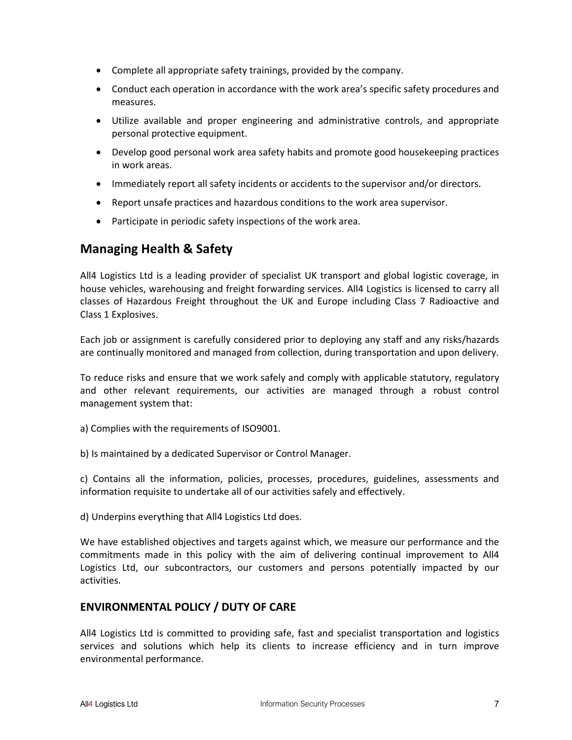- Complete all appropriate safety trainings, provided by the company.
- Conduct each operation in accordance with the work area's specific safety procedures and measures.
- Utilize available and proper engineering and administrative controls, and appropriate personal protective equipment.
- Develop good personal work area safety habits and promote good housekeeping practices in work areas.
- Immediately report all safety incidents or accidents to the supervisor and/or directors.
- Report unsafe practices and hazardous conditions to the work area supervisor.
- Participate in periodic safety inspections of the work area.

## Managing Health & Safety

All4 Logistics Ltd is a leading provider of specialist UK transport and global logistic coverage, in house vehicles, warehousing and freight forwarding services. All4 Logistics is licensed to carry all classes of Hazardous Freight throughout the UK and Europe including Class 7 Radioactive and Class 1 Explosives.

Each job or assignment is carefully considered prior to deploying any staff and any risks/hazards are continually monitored and managed from collection, during transportation and upon delivery.

To reduce risks and ensure that we work safely and comply with applicable statutory, regulatory and other relevant requirements, our activities are managed through a robust control management system that:

a) Complies with the requirements of ISO9001.

b) Is maintained by a dedicated Supervisor or Control Manager.

c) Contains all the information, policies, processes, procedures, guidelines, assessments and information requisite to undertake all of our activities safely and effectively.

d) Underpins everything that All4 Logistics Ltd does.

We have established objectives and targets against which, we measure our performance and the commitments made in this policy with the aim of delivering continual improvement to All4 Logistics Ltd, our subcontractors, our customers and persons potentially impacted by our activities.

## ENVIRONMENTAL POLICY / DUTY OF CARE

All4 Logistics Ltd is committed to providing safe, fast and specialist transportation and logistics services and solutions which help its clients to increase efficiency and in turn improve environmental performance.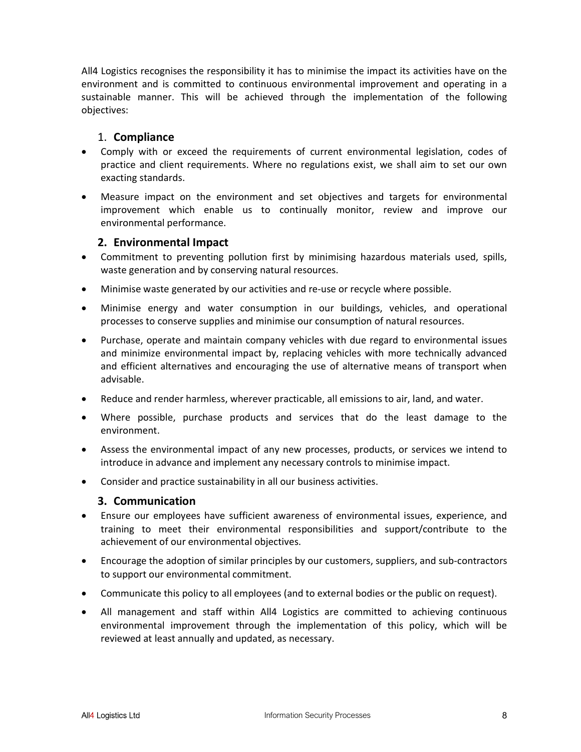All4 Logistics recognises the responsibility it has to minimise the impact its activities have on the environment and is committed to continuous environmental improvement and operating in a sustainable manner. This will be achieved through the implementation of the following objectives:

### 1. Compliance

- Comply with or exceed the requirements of current environmental legislation, codes of practice and client requirements. Where no regulations exist, we shall aim to set our own exacting standards.
- Measure impact on the environment and set objectives and targets for environmental improvement which enable us to continually monitor, review and improve our environmental performance.

### 2. Environmental Impact

- Commitment to preventing pollution first by minimising hazardous materials used, spills, waste generation and by conserving natural resources.
- Minimise waste generated by our activities and re-use or recycle where possible.
- Minimise energy and water consumption in our buildings, vehicles, and operational processes to conserve supplies and minimise our consumption of natural resources.
- Purchase, operate and maintain company vehicles with due regard to environmental issues and minimize environmental impact by, replacing vehicles with more technically advanced and efficient alternatives and encouraging the use of alternative means of transport when advisable.
- Reduce and render harmless, wherever practicable, all emissions to air, land, and water.
- Where possible, purchase products and services that do the least damage to the environment.
- Assess the environmental impact of any new processes, products, or services we intend to introduce in advance and implement any necessary controls to minimise impact.
- Consider and practice sustainability in all our business activities.

### 3. Communication

- Ensure our employees have sufficient awareness of environmental issues, experience, and training to meet their environmental responsibilities and support/contribute to the achievement of our environmental objectives.
- Encourage the adoption of similar principles by our customers, suppliers, and sub-contractors to support our environmental commitment.
- Communicate this policy to all employees (and to external bodies or the public on request).
- All management and staff within All4 Logistics are committed to achieving continuous environmental improvement through the implementation of this policy, which will be reviewed at least annually and updated, as necessary.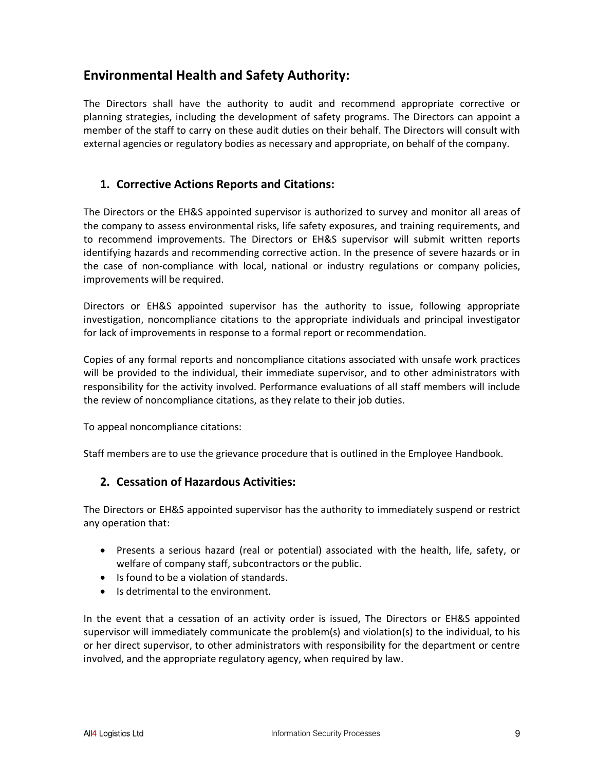## Environmental Health and Safety Authority:

The Directors shall have the authority to audit and recommend appropriate corrective or planning strategies, including the development of safety programs. The Directors can appoint a member of the staff to carry on these audit duties on their behalf. The Directors will consult with external agencies or regulatory bodies as necessary and appropriate, on behalf of the company.

### 1. Corrective Actions Reports and Citations:

The Directors or the EH&S appointed supervisor is authorized to survey and monitor all areas of the company to assess environmental risks, life safety exposures, and training requirements, and to recommend improvements. The Directors or EH&S supervisor will submit written reports identifying hazards and recommending corrective action. In the presence of severe hazards or in the case of non-compliance with local, national or industry regulations or company policies, improvements will be required.

Directors or EH&S appointed supervisor has the authority to issue, following appropriate investigation, noncompliance citations to the appropriate individuals and principal investigator for lack of improvements in response to a formal report or recommendation.

Copies of any formal reports and noncompliance citations associated with unsafe work practices will be provided to the individual, their immediate supervisor, and to other administrators with responsibility for the activity involved. Performance evaluations of all staff members will include the review of noncompliance citations, as they relate to their job duties.

To appeal noncompliance citations:

Staff members are to use the grievance procedure that is outlined in the Employee Handbook.

### 2. Cessation of Hazardous Activities:

The Directors or EH&S appointed supervisor has the authority to immediately suspend or restrict any operation that:

- Presents a serious hazard (real or potential) associated with the health, life, safety, or welfare of company staff, subcontractors or the public.
- Is found to be a violation of standards.
- Is detrimental to the environment.

In the event that a cessation of an activity order is issued, The Directors or EH&S appointed supervisor will immediately communicate the problem(s) and violation(s) to the individual, to his or her direct supervisor, to other administrators with responsibility for the department or centre involved, and the appropriate regulatory agency, when required by law.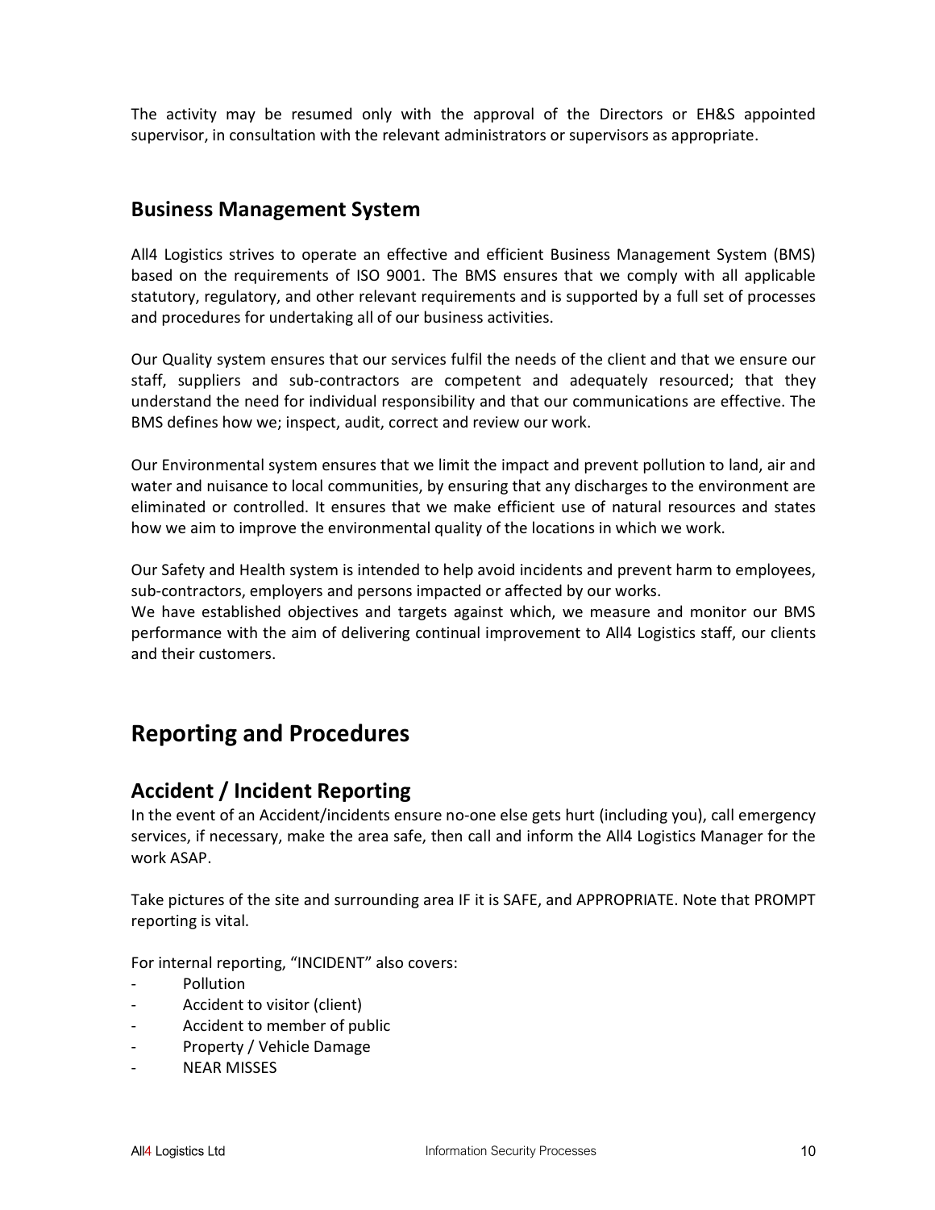The activity may be resumed only with the approval of the Directors or EH&S appointed supervisor, in consultation with the relevant administrators or supervisors as appropriate.

## Business Management System

All4 Logistics strives to operate an effective and efficient Business Management System (BMS) based on the requirements of ISO 9001. The BMS ensures that we comply with all applicable statutory, regulatory, and other relevant requirements and is supported by a full set of processes and procedures for undertaking all of our business activities.

Our Quality system ensures that our services fulfil the needs of the client and that we ensure our staff, suppliers and sub-contractors are competent and adequately resourced; that they understand the need for individual responsibility and that our communications are effective. The BMS defines how we; inspect, audit, correct and review our work.

Our Environmental system ensures that we limit the impact and prevent pollution to land, air and water and nuisance to local communities, by ensuring that any discharges to the environment are eliminated or controlled. It ensures that we make efficient use of natural resources and states how we aim to improve the environmental quality of the locations in which we work.

Our Safety and Health system is intended to help avoid incidents and prevent harm to employees, sub-contractors, employers and persons impacted or affected by our works.
We have established objectives and targets against which, we measure and monitor our BMS performance with the aim of delivering continual improvement to All4 Logistics staff, our clients and their customers.

# Reporting and Procedures

## Accident / Incident Reporting

In the event of an Accident/incidents ensure no-one else gets hurt (including you), call emergency services, if necessary, make the area safe, then call and inform the All4 Logistics Manager for the work ASAP.

Take pictures of the site and surrounding area IF it is SAFE, and APPROPRIATE. Note that PROMPT reporting is vital.

For internal reporting, “INCIDENT” also covers:

- Pollution
- Accident to visitor (client)
- Accident to member of public
- Property / Vehicle Damage
- NEAR MISSES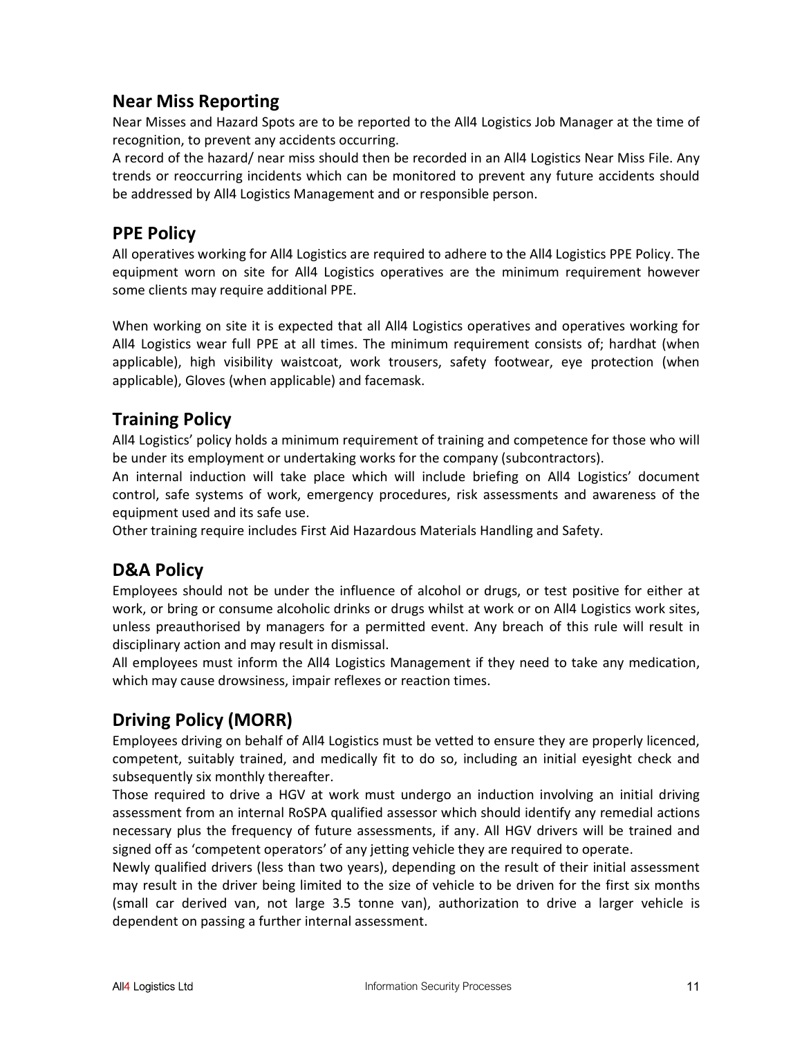## Near Miss Reporting

Near Misses and Hazard Spots are to be reported to the All4 Logistics Job Manager at the time of recognition, to prevent any accidents occurring.

A record of the hazard/ near miss should then be recorded in an All4 Logistics Near Miss File. Any trends or reoccurring incidents which can be monitored to prevent any future accidents should be addressed by All4 Logistics Management and or responsible person.

## PPE Policy

All operatives working for All4 Logistics are required to adhere to the All4 Logistics PPE Policy. The equipment worn on site for All4 Logistics operatives are the minimum requirement however some clients may require additional PPE.

When working on site it is expected that all All4 Logistics operatives and operatives working for All4 Logistics wear full PPE at all times. The minimum requirement consists of; hardhat (when applicable), high visibility waistcoat, work trousers, safety footwear, eye protection (when applicable), Gloves (when applicable) and facemask.

## Training Policy

All4 Logistics' policy holds a minimum requirement of training and competence for those who will be under its employment or undertaking works for the company (subcontractors).

An internal induction will take place which will include briefing on All4 Logistics' document control, safe systems of work, emergency procedures, risk assessments and awareness of the equipment used and its safe use.

Other training require includes First Aid Hazardous Materials Handling and Safety.

## D&A Policy

Employees should not be under the influence of alcohol or drugs, or test positive for either at work, or bring or consume alcoholic drinks or drugs whilst at work or on All4 Logistics work sites, unless preauthorised by managers for a permitted event. Any breach of this rule will result in disciplinary action and may result in dismissal.

All employees must inform the All4 Logistics Management if they need to take any medication, which may cause drowsiness, impair reflexes or reaction times.

## Driving Policy (MORR)

Employees driving on behalf of All4 Logistics must be vetted to ensure they are properly licenced, competent, suitably trained, and medically fit to do so, including an initial eyesight check and subsequently six monthly thereafter.

Those required to drive a HGV at work must undergo an induction involving an initial driving assessment from an internal RoSPA qualified assessor which should identify any remedial actions necessary plus the frequency of future assessments, if any. All HGV drivers will be trained and signed off as 'competent operators' of any jetting vehicle they are required to operate.

Newly qualified drivers (less than two years), depending on the result of their initial assessment may result in the driver being limited to the size of vehicle to be driven for the first six months (small car derived van, not large 3.5 tonne van), authorization to drive a larger vehicle is dependent on passing a further internal assessment.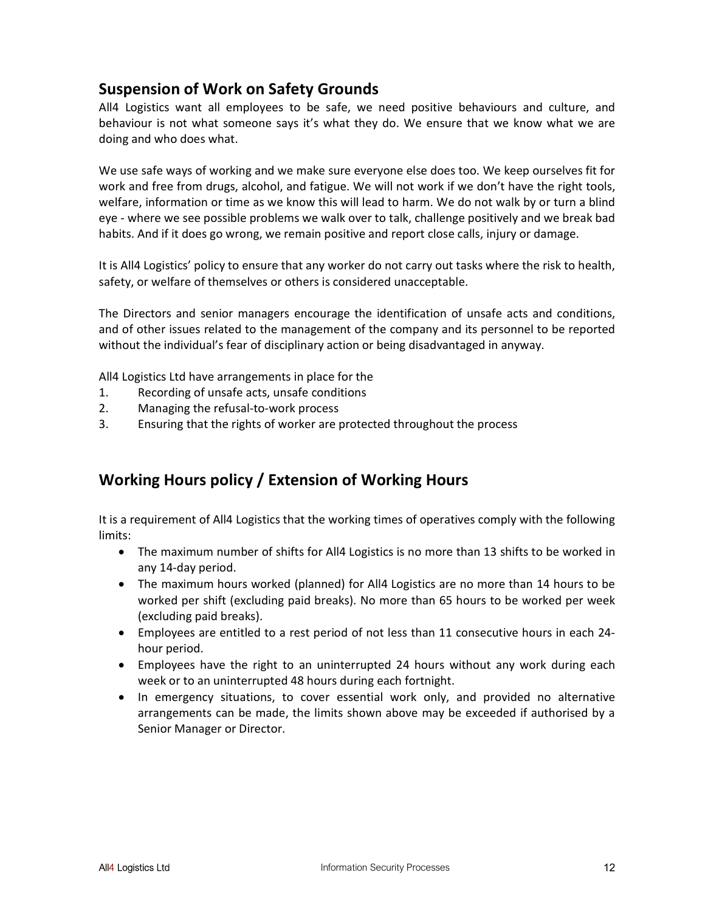## Suspension of Work on Safety Grounds

All4 Logistics want all employees to be safe, we need positive behaviours and culture, and behaviour is not what someone says it's what they do. We ensure that we know what we are doing and who does what.

We use safe ways of working and we make sure everyone else does too. We keep ourselves fit for work and free from drugs, alcohol, and fatigue. We will not work if we don't have the right tools, welfare, information or time as we know this will lead to harm. We do not walk by or turn a blind eye - where we see possible problems we walk over to talk, challenge positively and we break bad habits. And if it does go wrong, we remain positive and report close calls, injury or damage.

It is All4 Logistics' policy to ensure that any worker do not carry out tasks where the risk to health, safety, or welfare of themselves or others is considered unacceptable.

The Directors and senior managers encourage the identification of unsafe acts and conditions, and of other issues related to the management of the company and its personnel to be reported without the individual's fear of disciplinary action or being disadvantaged in anyway.

All4 Logistics Ltd have arrangements in place for the

1. Recording of unsafe acts, unsafe conditions
2. Managing the refusal-to-work process
3. Ensuring that the rights of worker are protected throughout the process

## Working Hours policy / Extension of Working Hours

It is a requirement of All4 Logistics that the working times of operatives comply with the following limits:

- The maximum number of shifts for All4 Logistics is no more than 13 shifts to be worked in any 14-day period.
- The maximum hours worked (planned) for All4 Logistics are no more than 14 hours to be worked per shift (excluding paid breaks). No more than 65 hours to be worked per week (excluding paid breaks).
- Employees are entitled to a rest period of not less than 11 consecutive hours in each 24-hour period.
- Employees have the right to an uninterrupted 24 hours without any work during each week or to an uninterrupted 48 hours during each fortnight.
- In emergency situations, to cover essential work only, and provided no alternative arrangements can be made, the limits shown above may be exceeded if authorised by a Senior Manager or Director.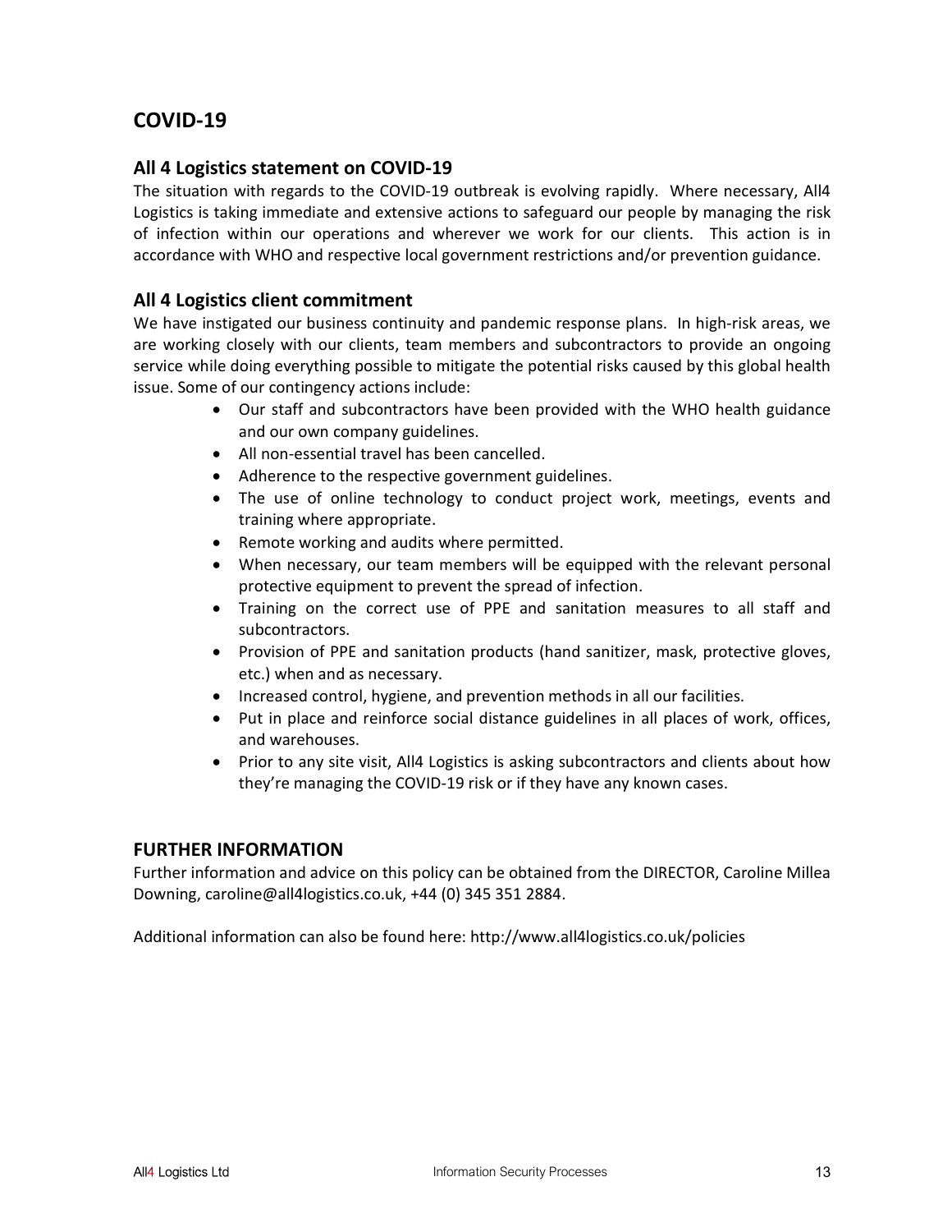# COVID-19

## All 4 Logistics statement on COVID-19

The situation with regards to the COVID-19 outbreak is evolving rapidly. Where necessary, All4 Logistics is taking immediate and extensive actions to safeguard our people by managing the risk of infection within our operations and wherever we work for our clients. This action is in accordance with WHO and respective local government restrictions and/or prevention guidance.

## All 4 Logistics client commitment

We have instigated our business continuity and pandemic response plans. In high-risk areas, we are working closely with our clients, team members and subcontractors to provide an ongoing service while doing everything possible to mitigate the potential risks caused by this global health issue. Some of our contingency actions include:

- Our staff and subcontractors have been provided with the WHO health guidance and our own company guidelines.
- All non-essential travel has been cancelled.
- Adherence to the respective government guidelines.
- The use of online technology to conduct project work, meetings, events and training where appropriate.
- Remote working and audits where permitted.
- When necessary, our team members will be equipped with the relevant personal protective equipment to prevent the spread of infection.
- Training on the correct use of PPE and sanitation measures to all staff and subcontractors.
- Provision of PPE and sanitation products (hand sanitizer, mask, protective gloves, etc.) when and as necessary.
- Increased control, hygiene, and prevention methods in all our facilities.
- Put in place and reinforce social distance guidelines in all places of work, offices, and warehouses.
- Prior to any site visit, All4 Logistics is asking subcontractors and clients about how they're managing the COVID-19 risk or if they have any known cases.

## FURTHER INFORMATION

Further information and advice on this policy can be obtained from the DIRECTOR, Caroline Millea Downing, caroline@all4logistics.co.uk, +44 (0) 345 351 2884.

Additional information can also be found here: http://www.all4logistics.co.uk/policies